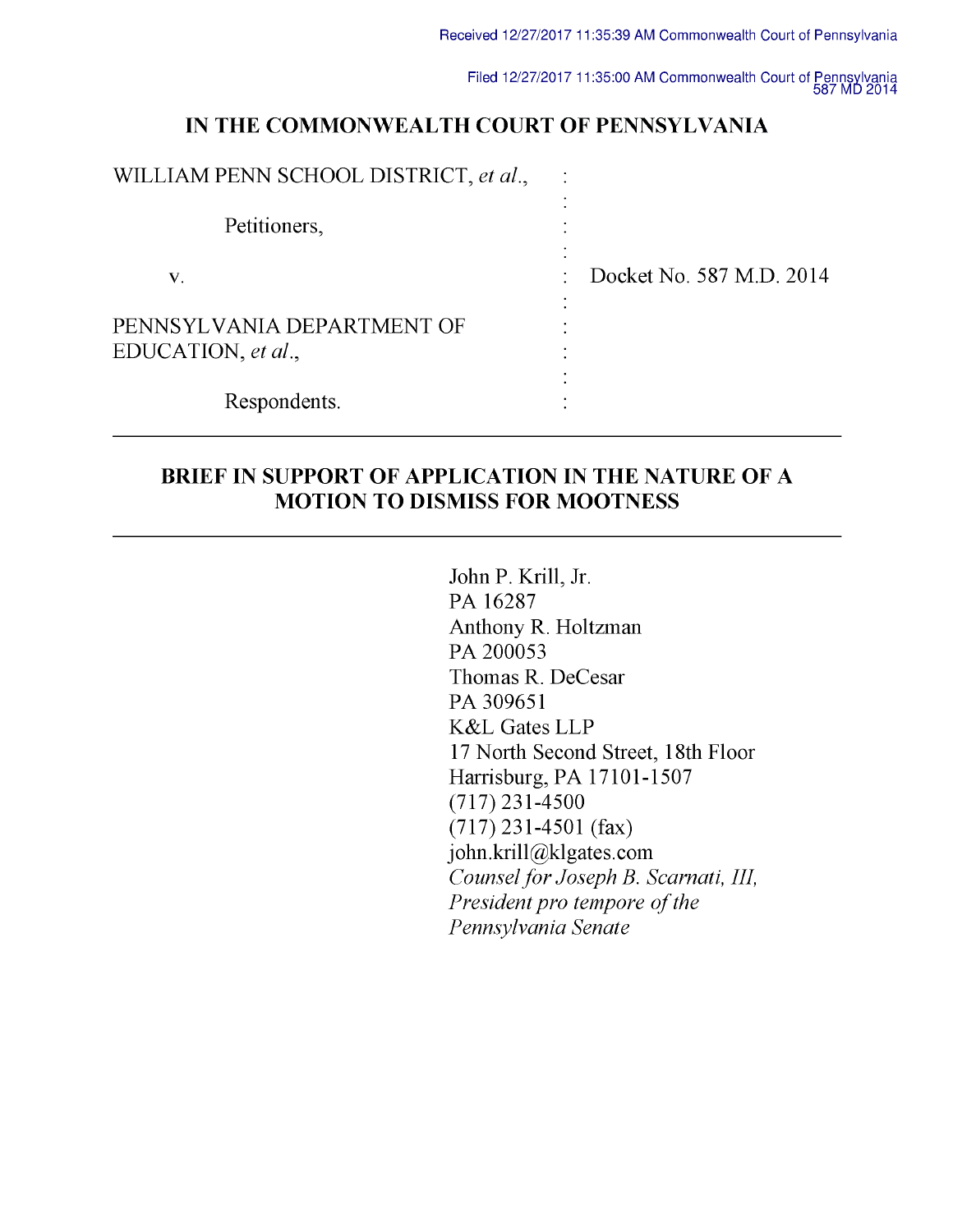Received 12/27/2017 11:35:39 AM Commonwealth Court of Pennsylvania

Filed 12/27/2017 11:35:00 AM Commonwealth Court of Pennsylvania
587 MD 2014

# IN THE COMMONWEALTH COURT OF PENNSYLVANIA

| | | |
|---|---|---|
| WILLIAM PENN SCHOOL DISTRICT, *et al.*, | : | |
| Petitioners, | : | |
| v. | : | Docket No. 587 M.D. 2014 |
| PENNSYLVANIA DEPARTMENT OF EDUCATION, *et al.*, | : | |
| Respondents. | : | |

---

## BRIEF IN SUPPORT OF APPLICATION IN THE NATURE OF A MOTION TO DISMISS FOR MOOTNESS

---

John P. Krill, Jr.
PA 16287
Anthony R. Holtzman
PA 200053
Thomas R. DeCesar
PA 309651
K&L Gates LLP
17 North Second Street, 18th Floor
Harrisburg, PA 17101-1507
(717) 231-4500
(717) 231-4501 (fax)
john.krill@klgates.com
*Counsel for Joseph B. Scarnati, III, President pro tempore of the Pennsylvania Senate*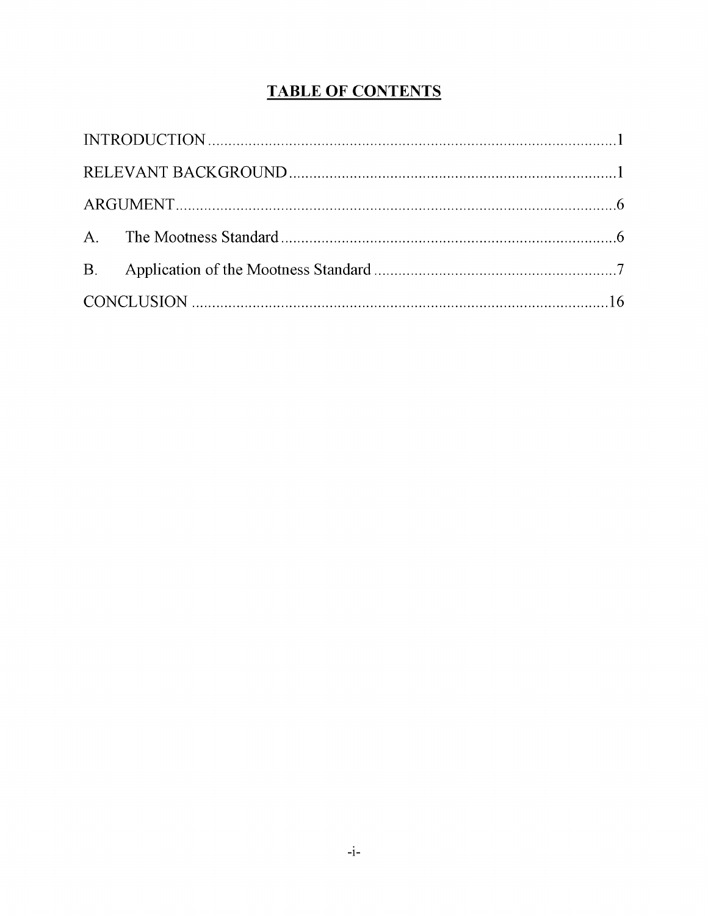# TABLE OF CONTENTS

| | |
|---|---|
| INTRODUCTION | 1 |
| RELEVANT BACKGROUND | 1 |
| ARGUMENT | 6 |
| A. The Mootness Standard | 6 |
| B. Application of the Mootness Standard | 7 |
| CONCLUSION | 16 |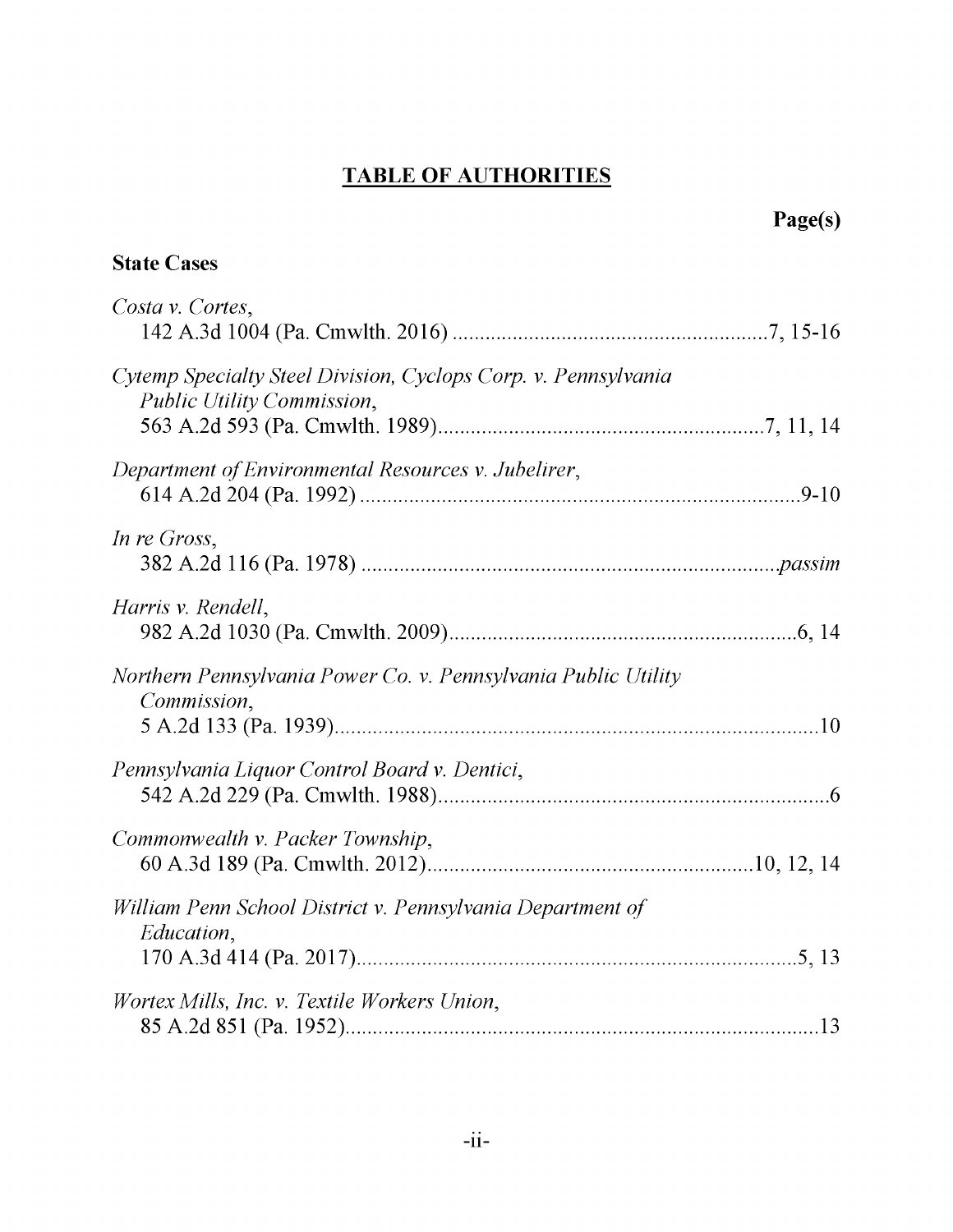# TABLE OF AUTHORITIES

**Page(s)**

**State Cases**

*Costa v. Cortes*,
142 A.3d 1004 (Pa. Cmwlth. 2016) .......................................................... 7, 15-16

*Cytemp Specialty Steel Division, Cyclops Corp. v. Pennsylvania Public Utility Commission*,
563 A.2d 593 (Pa. Cmwlth. 1989) .......................................................... 7, 11, 14

*Department of Environmental Resources v. Jubelirer*,
614 A.2d 204 (Pa. 1992) .......................................................................... 9-10

*In re Gross*,
382 A.2d 116 (Pa. 1978) .......................................................................... *passim*

*Harris v. Rendell*,
982 A.2d 1030 (Pa. Cmwlth. 2009) .......................................................... 6, 14

*Northern Pennsylvania Power Co. v. Pennsylvania Public Utility Commission*,
5 A.2d 133 (Pa. 1939) .......................................................................... 10

*Pennsylvania Liquor Control Board v. Dentici*,
542 A.2d 229 (Pa. Cmwlth. 1988) .......................................................... 6

*Commonwealth v. Packer Township*,
60 A.3d 189 (Pa. Cmwlth. 2012) .......................................................... 10, 12, 14

*William Penn School District v. Pennsylvania Department of Education*,
170 A.3d 414 (Pa. 2017) .......................................................................... 5, 13

*Wortex Mills, Inc. v. Textile Workers Union*,
85 A.2d 851 (Pa. 1952) .......................................................................... 13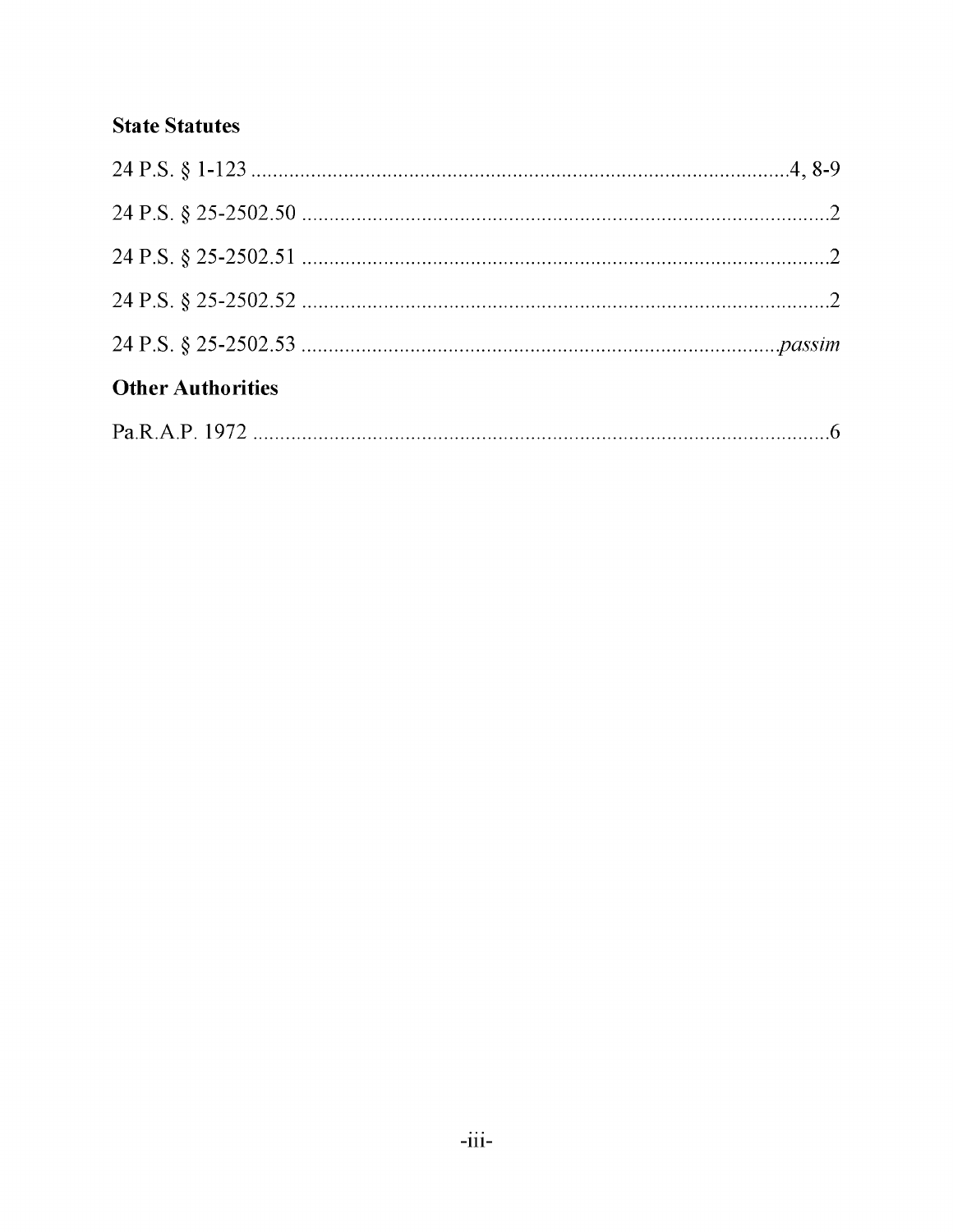### State Statutes

24 P.S. § 1-123 ....................................................................................................4, 8-9

24 P.S. § 25-2502.50 ..................................................................................................2

24 P.S. § 25-2502.51 ..................................................................................................2

24 P.S. § 25-2502.52 ..................................................................................................2

24 P.S. § 25-2502.53 ..........................................................................................*passim*

### Other Authorities

Pa.R.A.P. 1972 ............................................................................................................6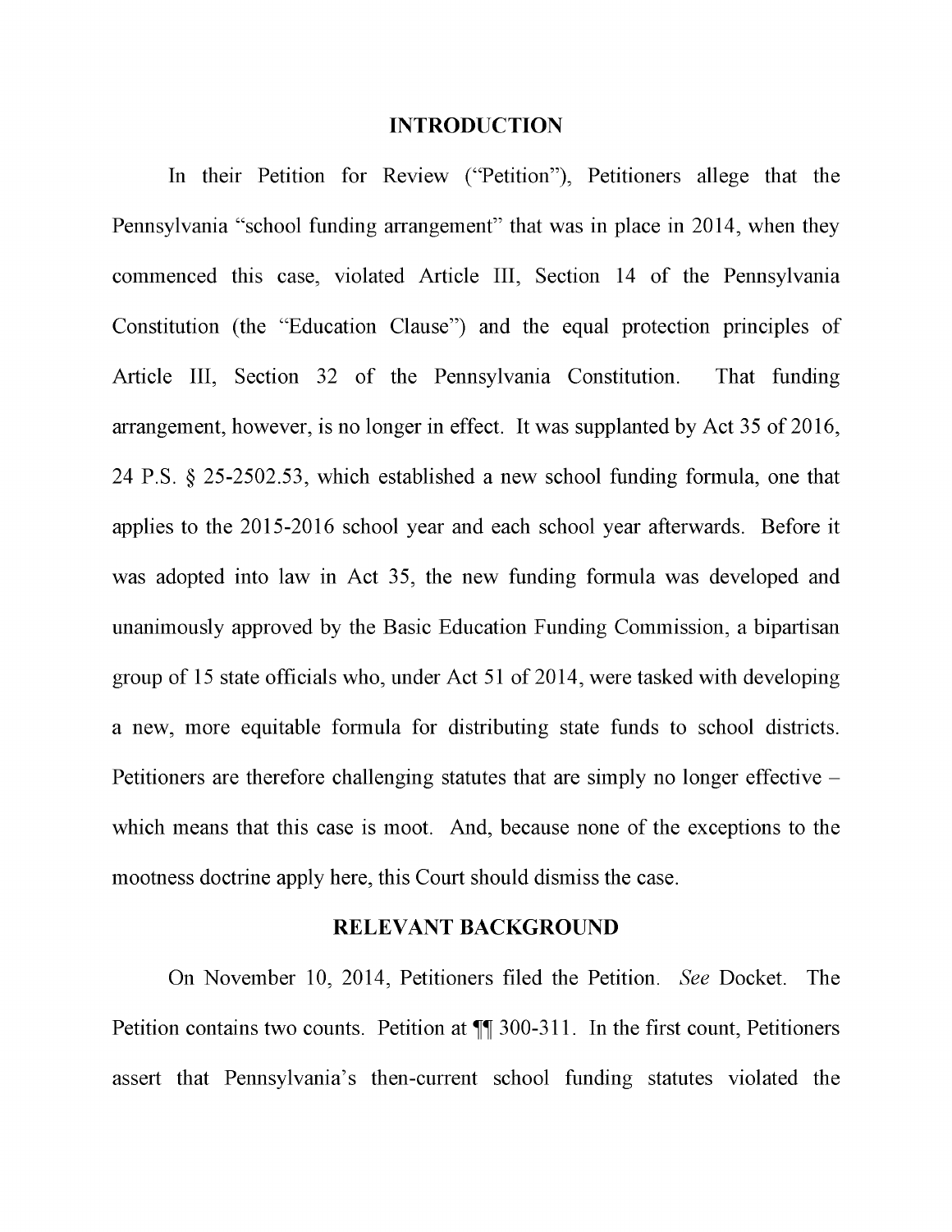## INTRODUCTION

In their Petition for Review ("Petition"), Petitioners allege that the Pennsylvania "school funding arrangement" that was in place in 2014, when they commenced this case, violated Article III, Section 14 of the Pennsylvania Constitution (the "Education Clause") and the equal protection principles of Article III, Section 32 of the Pennsylvania Constitution. That funding arrangement, however, is no longer in effect. It was supplanted by Act 35 of 2016, 24 P.S. § 25-2502.53, which established a new school funding formula, one that applies to the 2015-2016 school year and each school year afterwards. Before it was adopted into law in Act 35, the new funding formula was developed and unanimously approved by the Basic Education Funding Commission, a bipartisan group of 15 state officials who, under Act 51 of 2014, were tasked with developing a new, more equitable formula for distributing state funds to school districts. Petitioners are therefore challenging statutes that are simply no longer effective – which means that this case is moot. And, because none of the exceptions to the mootness doctrine apply here, this Court should dismiss the case.

## RELEVANT BACKGROUND

On November 10, 2014, Petitioners filed the Petition. *See* Docket. The Petition contains two counts. Petition at ¶¶ 300-311. In the first count, Petitioners assert that Pennsylvania's then-current school funding statutes violated the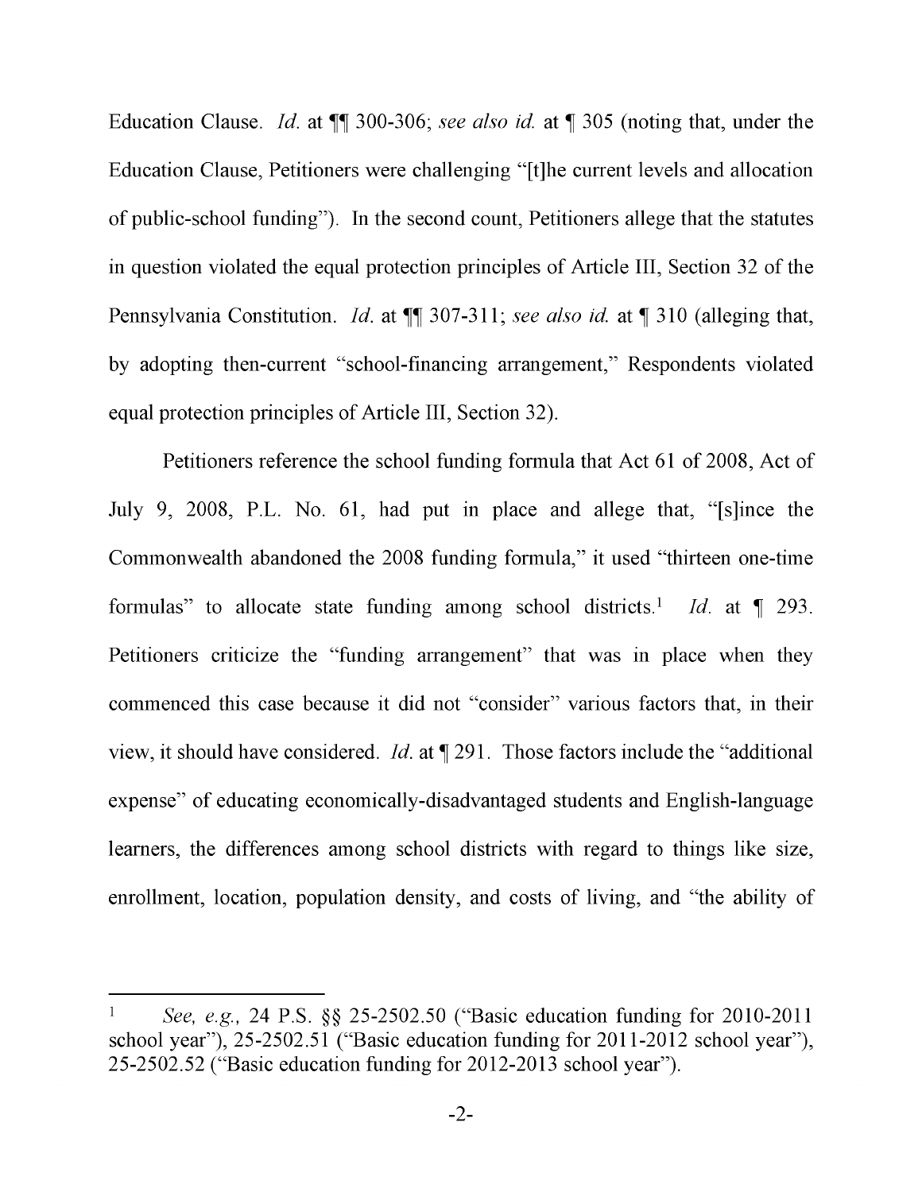Education Clause. *Id.* at ¶¶ 300-306; *see also id.* at ¶ 305 (noting that, under the Education Clause, Petitioners were challenging "[t]he current levels and allocation of public-school funding"). In the second count, Petitioners allege that the statutes in question violated the equal protection principles of Article III, Section 32 of the Pennsylvania Constitution. *Id.* at ¶¶ 307-311; *see also id.* at ¶ 310 (alleging that, by adopting then-current "school-financing arrangement," Respondents violated equal protection principles of Article III, Section 32).

Petitioners reference the school funding formula that Act 61 of 2008, Act of July 9, 2008, P.L. No. 61, had put in place and allege that, "[s]ince the Commonwealth abandoned the 2008 funding formula," it used "thirteen one-time formulas" to allocate state funding among school districts.[1] *Id.* at ¶ 293. Petitioners criticize the "funding arrangement" that was in place when they commenced this case because it did not "consider" various factors that, in their view, it should have considered. *Id.* at ¶ 291. Those factors include the "additional expense" of educating economically-disadvantaged students and English-language learners, the differences among school districts with regard to things like size, enrollment, location, population density, and costs of living, and "the ability of

---

[1] *See, e.g.,* 24 P.S. §§ 25-2502.50 ("Basic education funding for 2010-2011 school year"), 25-2502.51 ("Basic education funding for 2011-2012 school year"), 25-2502.52 ("Basic education funding for 2012-2013 school year").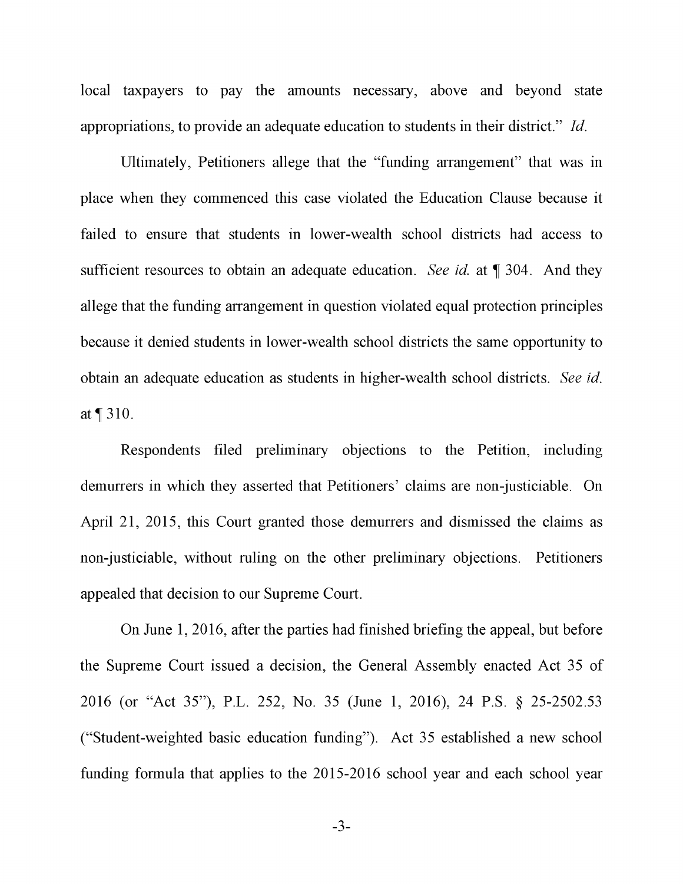local taxpayers to pay the amounts necessary, above and beyond state appropriations, to provide an adequate education to students in their district." *Id.*

Ultimately, Petitioners allege that the "funding arrangement" that was in place when they commenced this case violated the Education Clause because it failed to ensure that students in lower-wealth school districts had access to sufficient resources to obtain an adequate education. *See id.* at ¶ 304. And they allege that the funding arrangement in question violated equal protection principles because it denied students in lower-wealth school districts the same opportunity to obtain an adequate education as students in higher-wealth school districts. *See id.* at ¶ 310.

Respondents filed preliminary objections to the Petition, including demurrers in which they asserted that Petitioners' claims are non-justiciable. On April 21, 2015, this Court granted those demurrers and dismissed the claims as non-justiciable, without ruling on the other preliminary objections. Petitioners appealed that decision to our Supreme Court.

On June 1, 2016, after the parties had finished briefing the appeal, but before the Supreme Court issued a decision, the General Assembly enacted Act 35 of 2016 (or "Act 35"), P.L. 252, No. 35 (June 1, 2016), 24 P.S. § 25-2502.53 ("Student-weighted basic education funding"). Act 35 established a new school funding formula that applies to the 2015-2016 school year and each school year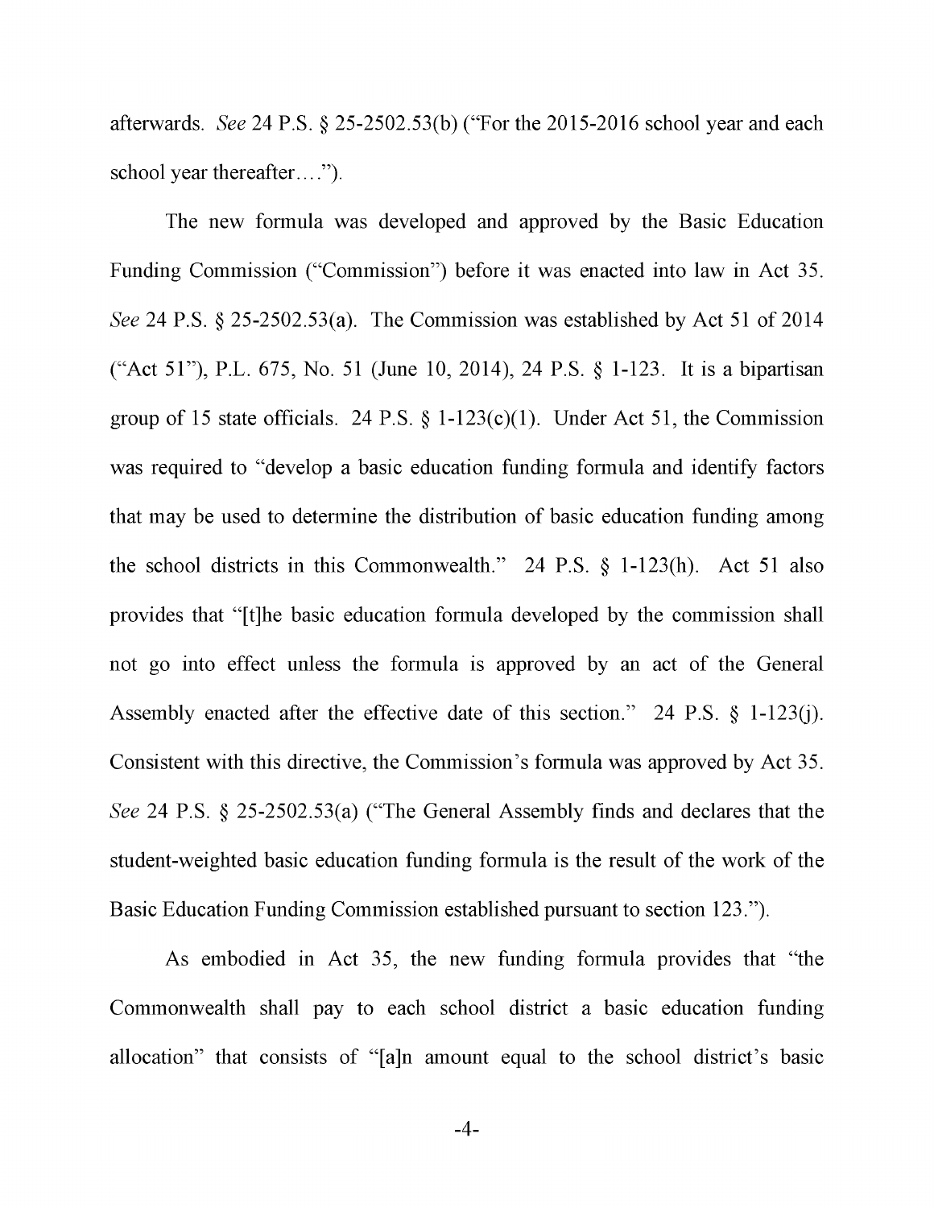afterwards. *See* 24 P.S. § 25-2502.53(b) ("For the 2015-2016 school year and each school year thereafter….").

The new formula was developed and approved by the Basic Education Funding Commission ("Commission") before it was enacted into law in Act 35. *See* 24 P.S. § 25-2502.53(a). The Commission was established by Act 51 of 2014 ("Act 51"), P.L. 675, No. 51 (June 10, 2014), 24 P.S. § 1-123. It is a bipartisan group of 15 state officials. 24 P.S. § 1-123(c)(1). Under Act 51, the Commission was required to "develop a basic education funding formula and identify factors that may be used to determine the distribution of basic education funding among the school districts in this Commonwealth." 24 P.S. § 1-123(h). Act 51 also provides that "[t]he basic education formula developed by the commission shall not go into effect unless the formula is approved by an act of the General Assembly enacted after the effective date of this section." 24 P.S. § 1-123(j). Consistent with this directive, the Commission's formula was approved by Act 35. *See* 24 P.S. § 25-2502.53(a) ("The General Assembly finds and declares that the student-weighted basic education funding formula is the result of the work of the Basic Education Funding Commission established pursuant to section 123.").

As embodied in Act 35, the new funding formula provides that "the Commonwealth shall pay to each school district a basic education funding allocation" that consists of "[a]n amount equal to the school district's basic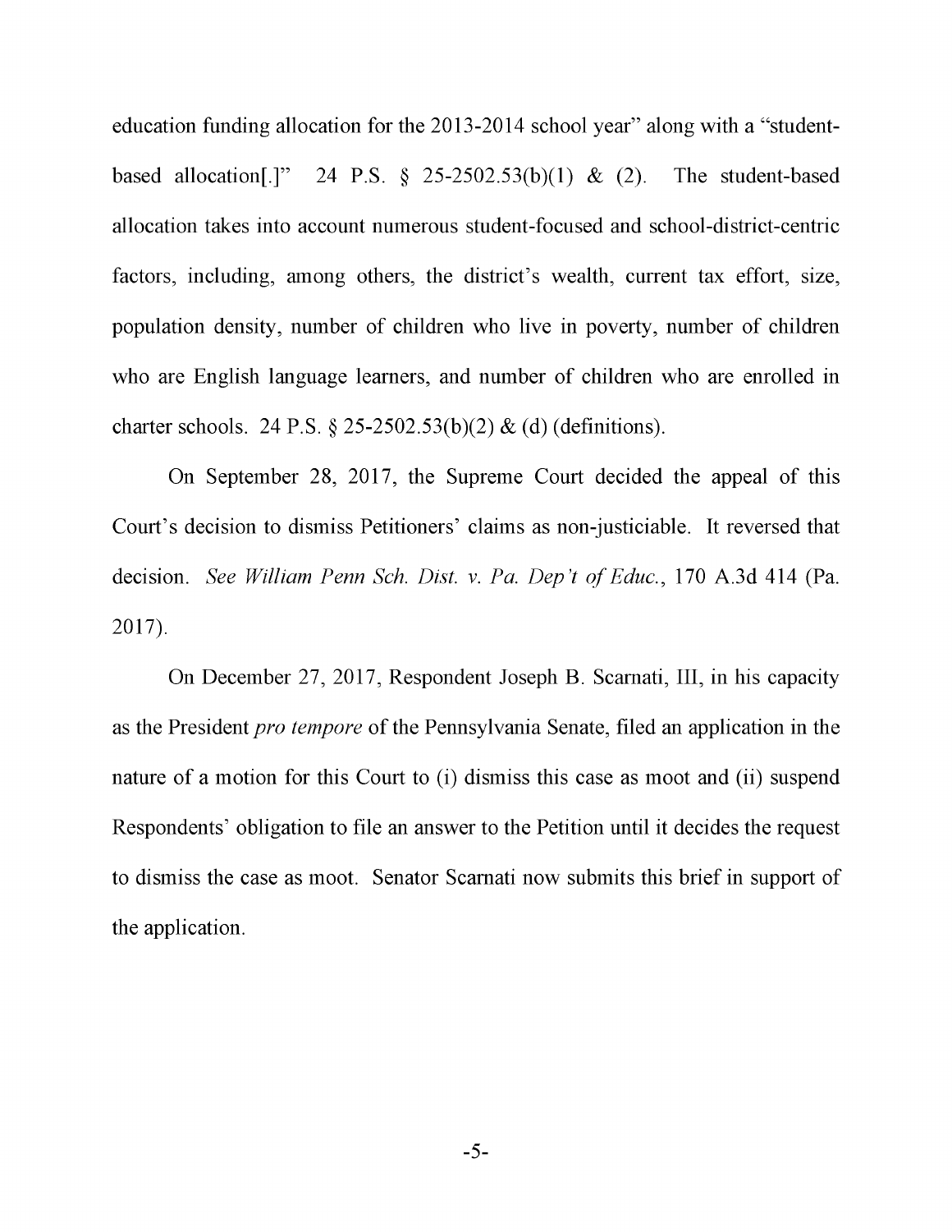education funding allocation for the 2013-2014 school year" along with a "student-based allocation[.]" 24 P.S. § 25-2502.53(b)(1) & (2). The student-based allocation takes into account numerous student-focused and school-district-centric factors, including, among others, the district's wealth, current tax effort, size, population density, number of children who live in poverty, number of children who are English language learners, and number of children who are enrolled in charter schools. 24 P.S. § 25-2502.53(b)(2) & (d) (definitions).

On September 28, 2017, the Supreme Court decided the appeal of this Court's decision to dismiss Petitioners' claims as non-justiciable. It reversed that decision. *See William Penn Sch. Dist. v. Pa. Dep't of Educ.*, 170 A.3d 414 (Pa. 2017).

On December 27, 2017, Respondent Joseph B. Scarnati, III, in his capacity as the President *pro tempore* of the Pennsylvania Senate, filed an application in the nature of a motion for this Court to (i) dismiss this case as moot and (ii) suspend Respondents' obligation to file an answer to the Petition until it decides the request to dismiss the case as moot. Senator Scarnati now submits this brief in support of the application.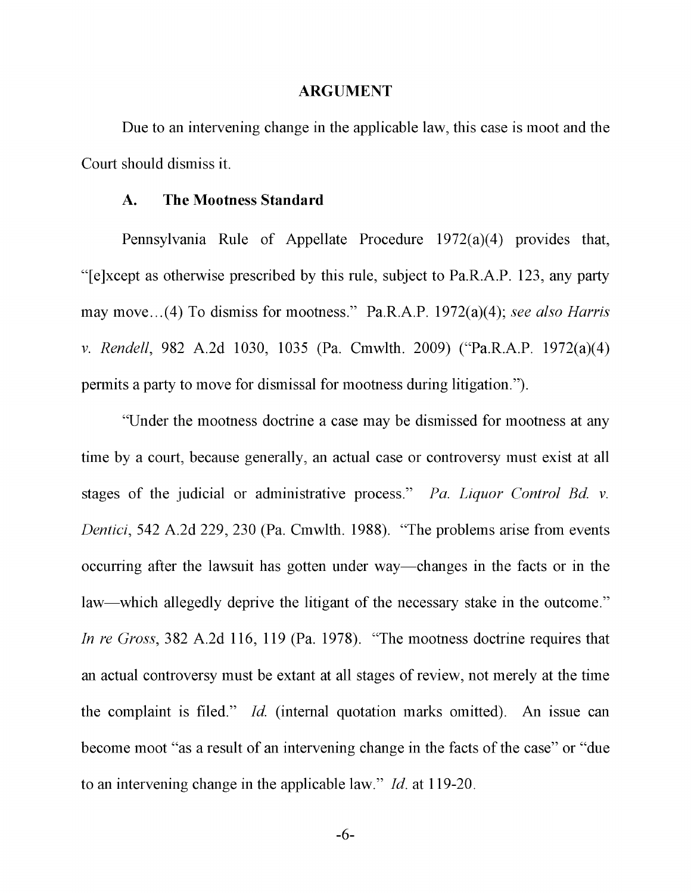## ARGUMENT

Due to an intervening change in the applicable law, this case is moot and the Court should dismiss it.

### A. The Mootness Standard

Pennsylvania Rule of Appellate Procedure 1972(a)(4) provides that, "[e]xcept as otherwise prescribed by this rule, subject to Pa.R.A.P. 123, any party may move…(4) To dismiss for mootness." Pa.R.A.P. 1972(a)(4); *see also Harris v. Rendell*, 982 A.2d 1030, 1035 (Pa. Cmwlth. 2009) ("Pa.R.A.P. 1972(a)(4) permits a party to move for dismissal for mootness during litigation.").

"Under the mootness doctrine a case may be dismissed for mootness at any time by a court, because generally, an actual case or controversy must exist at all stages of the judicial or administrative process." *Pa. Liquor Control Bd. v. Dentici*, 542 A.2d 229, 230 (Pa. Cmwlth. 1988). "The problems arise from events occurring after the lawsuit has gotten under way—changes in the facts or in the law—which allegedly deprive the litigant of the necessary stake in the outcome." *In re Gross*, 382 A.2d 116, 119 (Pa. 1978). "The mootness doctrine requires that an actual controversy must be extant at all stages of review, not merely at the time the complaint is filed." *Id.* (internal quotation marks omitted). An issue can become moot "as a result of an intervening change in the facts of the case" or "due to an intervening change in the applicable law." *Id.* at 119-20.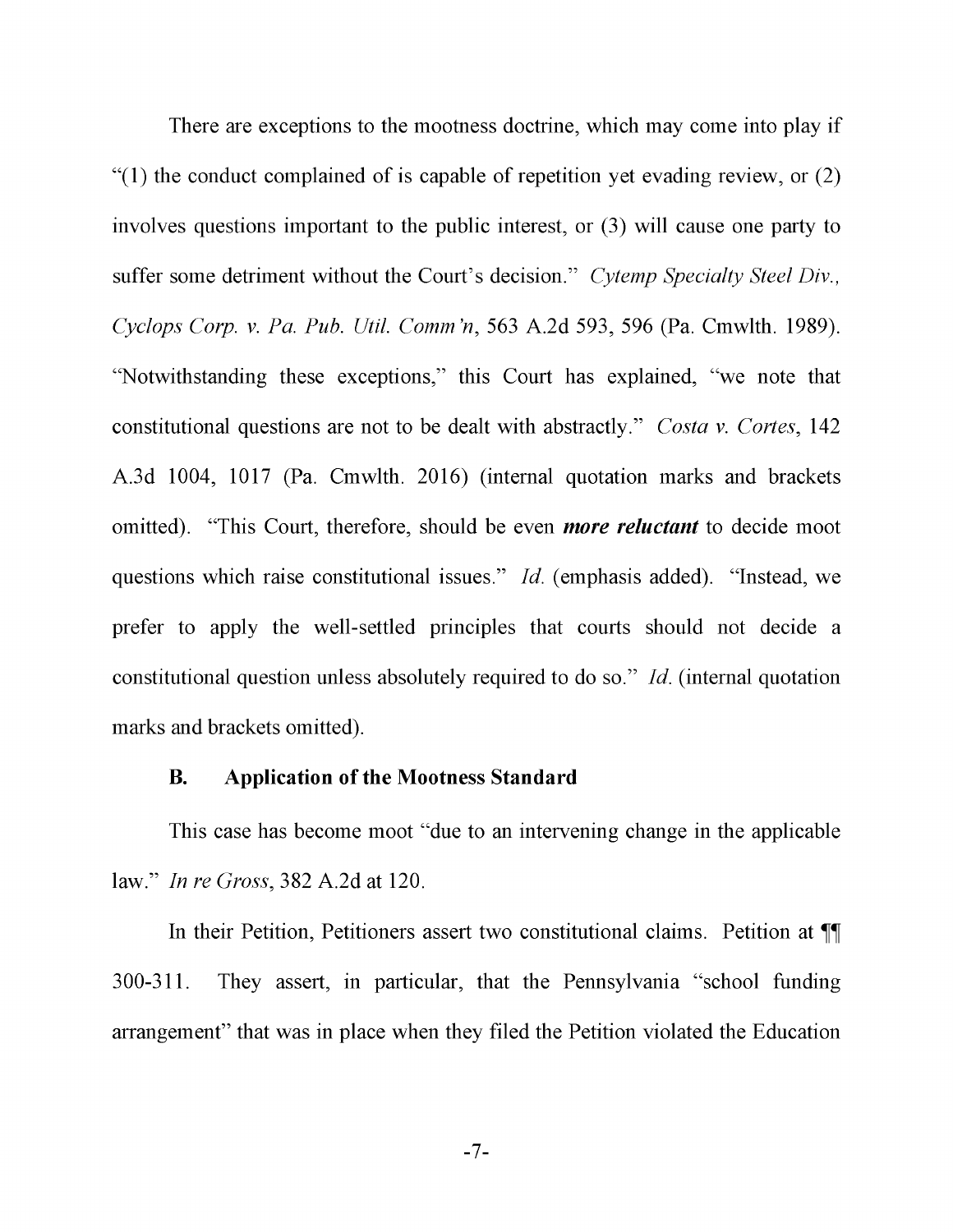There are exceptions to the mootness doctrine, which may come into play if "(1) the conduct complained of is capable of repetition yet evading review, or (2) involves questions important to the public interest, or (3) will cause one party to suffer some detriment without the Court's decision." *Cytemp Specialty Steel Div., Cyclops Corp. v. Pa. Pub. Util. Comm'n*, 563 A.2d 593, 596 (Pa. Cmwlth. 1989). "Notwithstanding these exceptions," this Court has explained, "we note that constitutional questions are not to be dealt with abstractly." *Costa v. Cortes*, 142 A.3d 1004, 1017 (Pa. Cmwlth. 2016) (internal quotation marks and brackets omitted). "This Court, therefore, should be even ***more reluctant*** to decide moot questions which raise constitutional issues." *Id.* (emphasis added). "Instead, we prefer to apply the well-settled principles that courts should not decide a constitutional question unless absolutely required to do so." *Id.* (internal quotation marks and brackets omitted).

### B. Application of the Mootness Standard

This case has become moot "due to an intervening change in the applicable law." *In re Gross*, 382 A.2d at 120.

In their Petition, Petitioners assert two constitutional claims. Petition at ¶¶ 300-311. They assert, in particular, that the Pennsylvania "school funding arrangement" that was in place when they filed the Petition violated the Education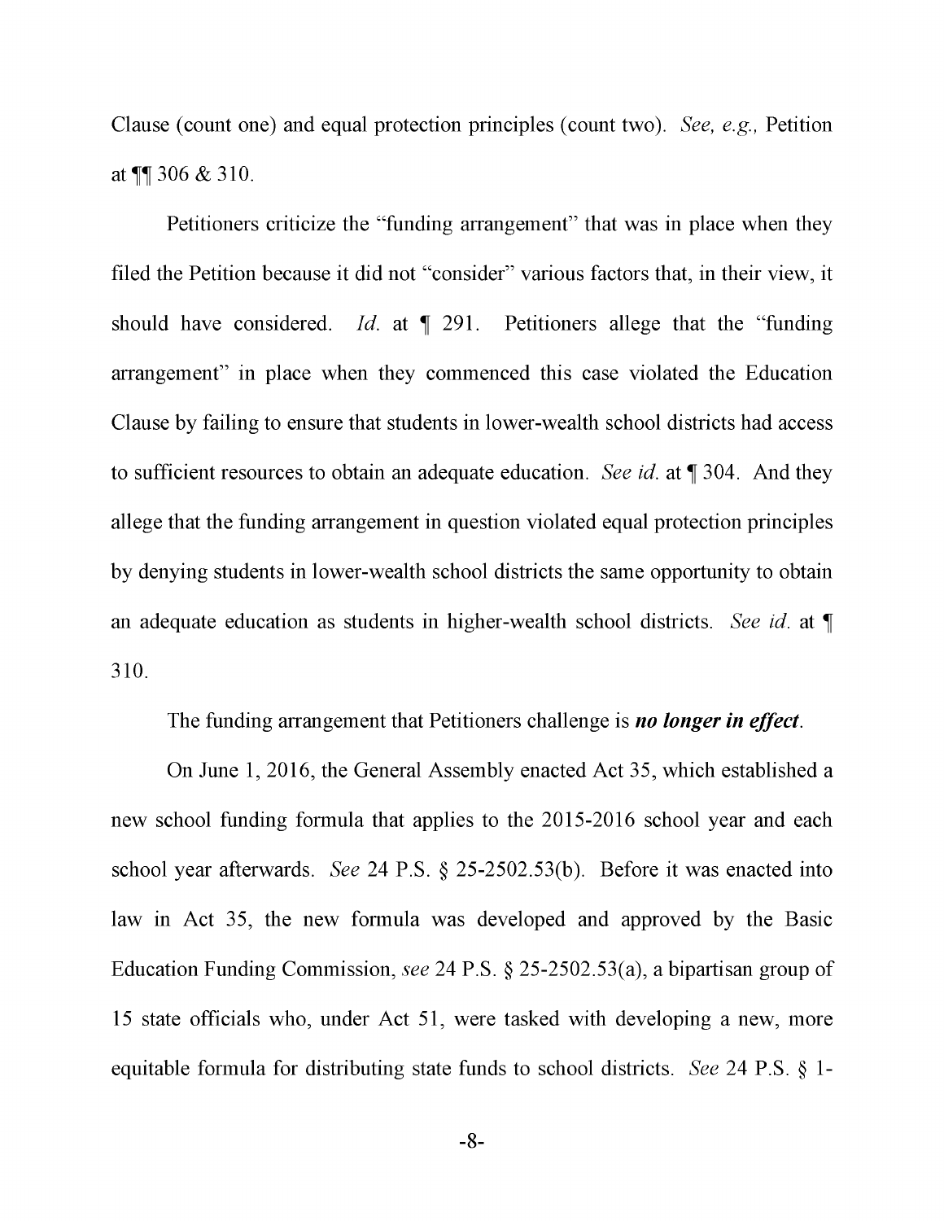Clause (count one) and equal protection principles (count two). *See, e.g.,* Petition at ¶¶ 306 & 310.

Petitioners criticize the "funding arrangement" that was in place when they filed the Petition because it did not "consider" various factors that, in their view, it should have considered. *Id.* at ¶ 291. Petitioners allege that the "funding arrangement" in place when they commenced this case violated the Education Clause by failing to ensure that students in lower-wealth school districts had access to sufficient resources to obtain an adequate education. *See id.* at ¶ 304. And they allege that the funding arrangement in question violated equal protection principles by denying students in lower-wealth school districts the same opportunity to obtain an adequate education as students in higher-wealth school districts. *See id.* at ¶ 310.

The funding arrangement that Petitioners challenge is ***no longer in effect***.

On June 1, 2016, the General Assembly enacted Act 35, which established a new school funding formula that applies to the 2015-2016 school year and each school year afterwards. *See* 24 P.S. § 25-2502.53(b). Before it was enacted into law in Act 35, the new formula was developed and approved by the Basic Education Funding Commission, *see* 24 P.S. § 25-2502.53(a), a bipartisan group of 15 state officials who, under Act 51, were tasked with developing a new, more equitable formula for distributing state funds to school districts. *See* 24 P.S. § 1-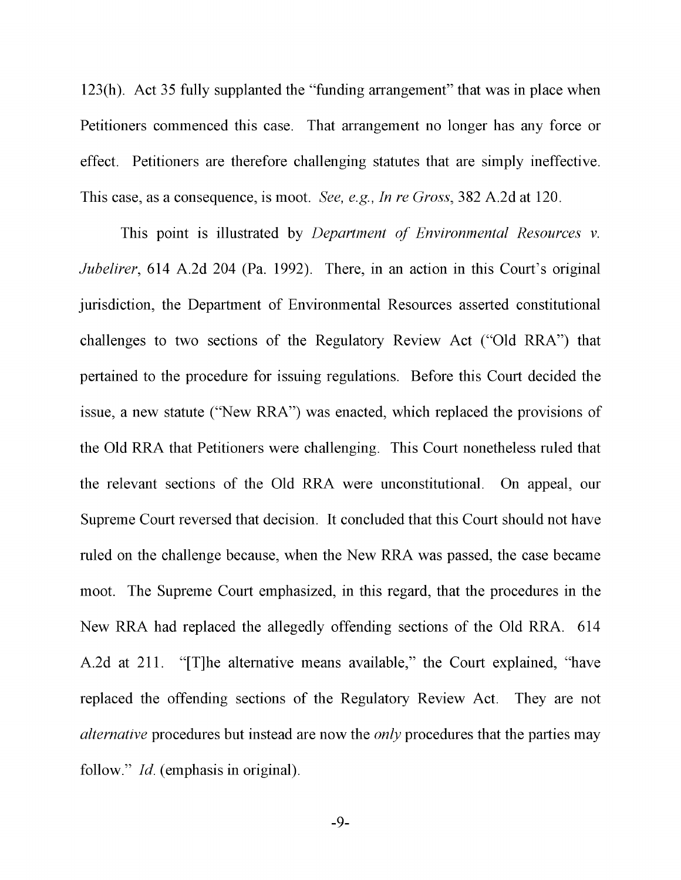123(h). Act 35 fully supplanted the "funding arrangement" that was in place when Petitioners commenced this case. That arrangement no longer has any force or effect. Petitioners are therefore challenging statutes that are simply ineffective. This case, as a consequence, is moot. *See, e.g.*, *In re Gross*, 382 A.2d at 120.

This point is illustrated by *Department of Environmental Resources v. Jubelirer*, 614 A.2d 204 (Pa. 1992). There, in an action in this Court's original jurisdiction, the Department of Environmental Resources asserted constitutional challenges to two sections of the Regulatory Review Act ("Old RRA") that pertained to the procedure for issuing regulations. Before this Court decided the issue, a new statute ("New RRA") was enacted, which replaced the provisions of the Old RRA that Petitioners were challenging. This Court nonetheless ruled that the relevant sections of the Old RRA were unconstitutional. On appeal, our Supreme Court reversed that decision. It concluded that this Court should not have ruled on the challenge because, when the New RRA was passed, the case became moot. The Supreme Court emphasized, in this regard, that the procedures in the New RRA had replaced the allegedly offending sections of the Old RRA. 614 A.2d at 211. "[T]he alternative means available," the Court explained, "have replaced the offending sections of the Regulatory Review Act. They are not *alternative* procedures but instead are now the *only* procedures that the parties may follow." *Id.* (emphasis in original).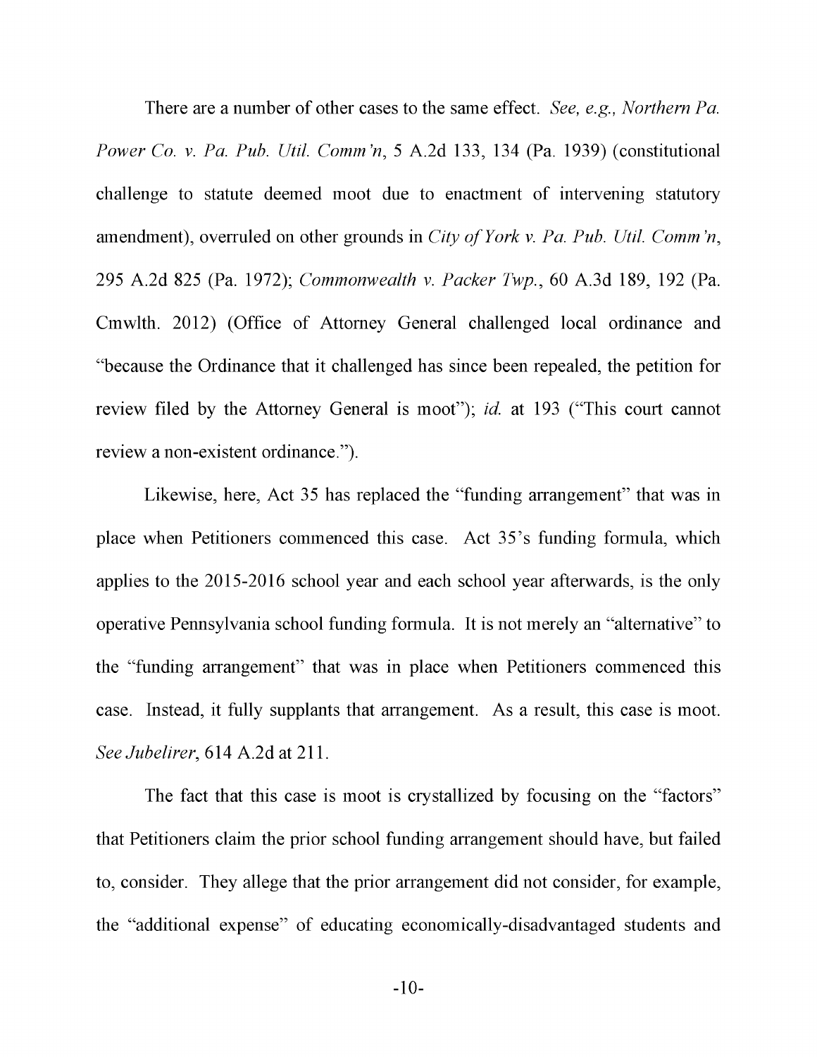There are a number of other cases to the same effect. *See, e.g.*, *Northern Pa. Power Co. v. Pa. Pub. Util. Comm'n*, 5 A.2d 133, 134 (Pa. 1939) (constitutional challenge to statute deemed moot due to enactment of intervening statutory amendment), overruled on other grounds in *City of York v. Pa. Pub. Util. Comm'n*, 295 A.2d 825 (Pa. 1972); *Commonwealth v. Packer Twp.*, 60 A.3d 189, 192 (Pa. Cmwlth. 2012) (Office of Attorney General challenged local ordinance and "because the Ordinance that it challenged has since been repealed, the petition for review filed by the Attorney General is moot"); *id.* at 193 ("This court cannot review a non-existent ordinance.").

Likewise, here, Act 35 has replaced the "funding arrangement" that was in place when Petitioners commenced this case. Act 35's funding formula, which applies to the 2015-2016 school year and each school year afterwards, is the only operative Pennsylvania school funding formula. It is not merely an "alternative" to the "funding arrangement" that was in place when Petitioners commenced this case. Instead, it fully supplants that arrangement. As a result, this case is moot. *See Jubelirer*, 614 A.2d at 211.

The fact that this case is moot is crystallized by focusing on the "factors" that Petitioners claim the prior school funding arrangement should have, but failed to, consider. They allege that the prior arrangement did not consider, for example, the "additional expense" of educating economically-disadvantaged students and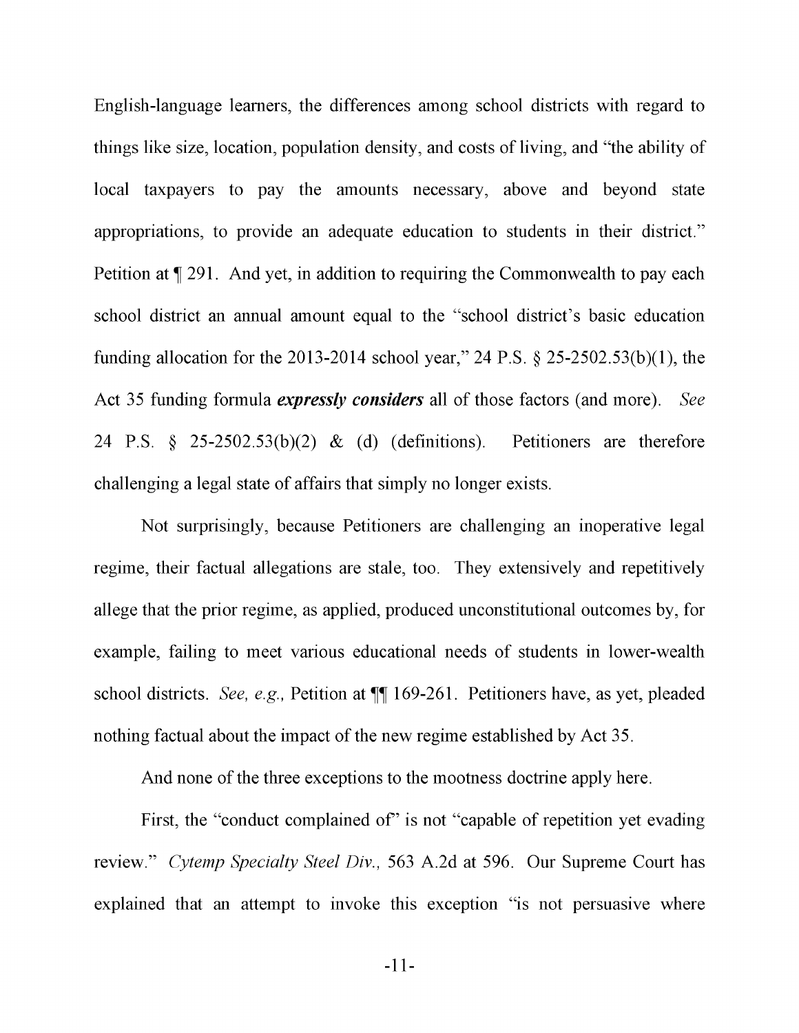English-language learners, the differences among school districts with regard to things like size, location, population density, and costs of living, and "the ability of local taxpayers to pay the amounts necessary, above and beyond state appropriations, to provide an adequate education to students in their district." Petition at ¶ 291. And yet, in addition to requiring the Commonwealth to pay each school district an annual amount equal to the "school district's basic education funding allocation for the 2013-2014 school year," 24 P.S. § 25-2502.53(b)(1), the Act 35 funding formula ***expressly considers*** all of those factors (and more). *See* 24 P.S. § 25-2502.53(b)(2) & (d) (definitions). Petitioners are therefore challenging a legal state of affairs that simply no longer exists.

Not surprisingly, because Petitioners are challenging an inoperative legal regime, their factual allegations are stale, too. They extensively and repetitively allege that the prior regime, as applied, produced unconstitutional outcomes by, for example, failing to meet various educational needs of students in lower-wealth school districts. *See, e.g.*, Petition at ¶¶ 169-261. Petitioners have, as yet, pleaded nothing factual about the impact of the new regime established by Act 35.

And none of the three exceptions to the mootness doctrine apply here.

First, the "conduct complained of" is not "capable of repetition yet evading review." *Cytemp Specialty Steel Div.*, 563 A.2d at 596. Our Supreme Court has explained that an attempt to invoke this exception "is not persuasive where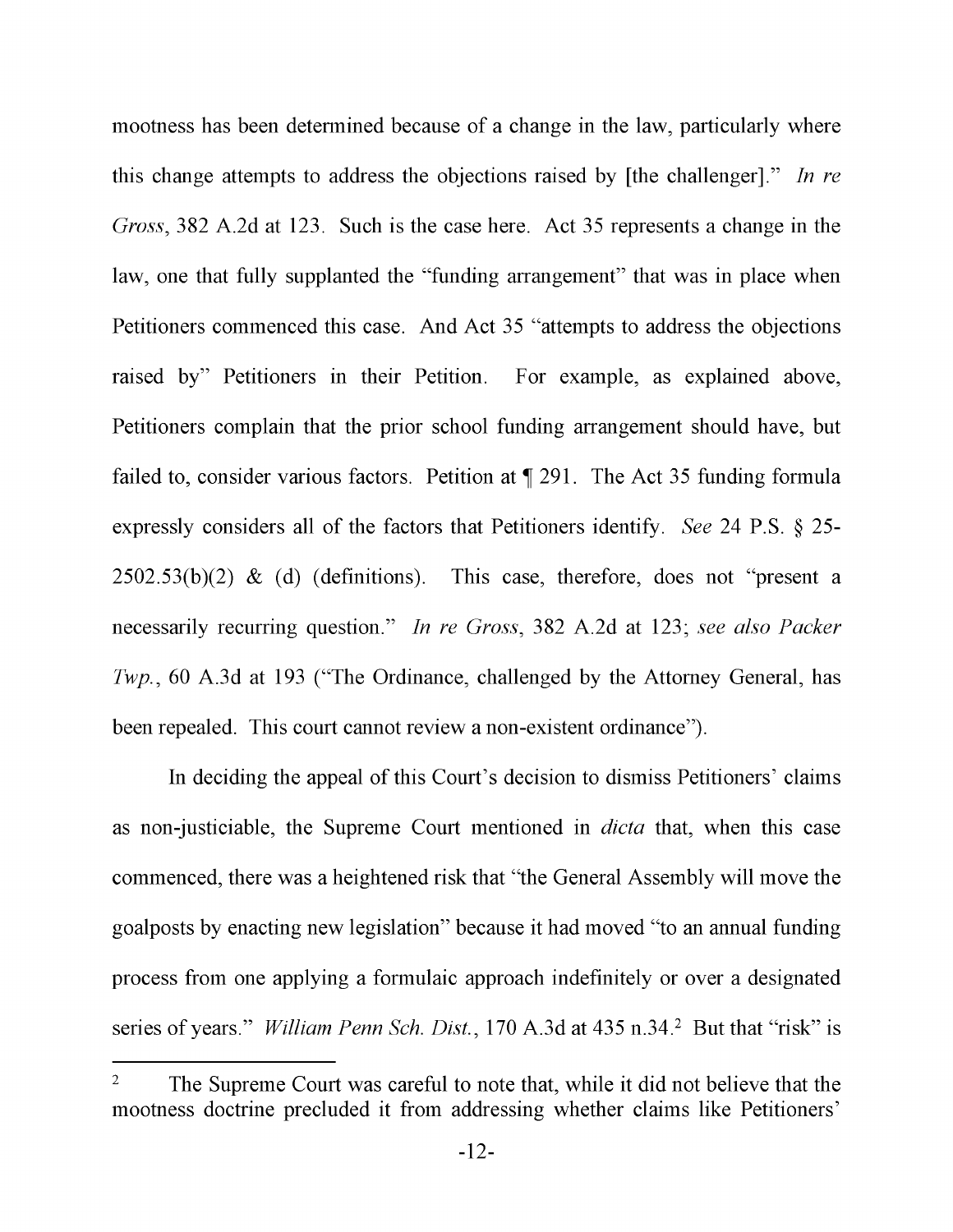mootness has been determined because of a change in the law, particularly where this change attempts to address the objections raised by [the challenger]." *In re Gross*, 382 A.2d at 123. Such is the case here. Act 35 represents a change in the law, one that fully supplanted the "funding arrangement" that was in place when Petitioners commenced this case. And Act 35 "attempts to address the objections raised by" Petitioners in their Petition. For example, as explained above, Petitioners complain that the prior school funding arrangement should have, but failed to, consider various factors. Petition at ¶ 291. The Act 35 funding formula expressly considers all of the factors that Petitioners identify. *See* 24 P.S. § 25-2502.53(b)(2) & (d) (definitions). This case, therefore, does not "present a necessarily recurring question." *In re Gross*, 382 A.2d at 123; *see also Packer Twp.*, 60 A.3d at 193 ("The Ordinance, challenged by the Attorney General, has been repealed. This court cannot review a non-existent ordinance").

In deciding the appeal of this Court's decision to dismiss Petitioners' claims as non-justiciable, the Supreme Court mentioned in *dicta* that, when this case commenced, there was a heightened risk that "the General Assembly will move the goalposts by enacting new legislation" because it had moved "to an annual funding process from one applying a formulaic approach indefinitely or over a designated series of years." *William Penn Sch. Dist.*, 170 A.3d at 435 n.34.[2] But that "risk" is

---

[2] The Supreme Court was careful to note that, while it did not believe that the mootness doctrine precluded it from addressing whether claims like Petitioners'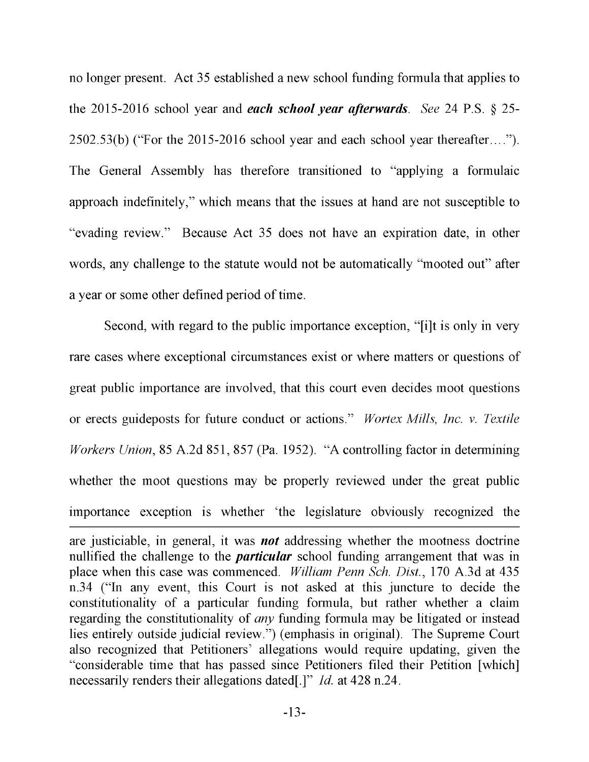no longer present. Act 35 established a new school funding formula that applies to the 2015-2016 school year and ***each school year afterwards***. *See* 24 P.S. § 25-2502.53(b) ("For the 2015-2016 school year and each school year thereafter…."). The General Assembly has therefore transitioned to "applying a formulaic approach indefinitely," which means that the issues at hand are not susceptible to "evading review." Because Act 35 does not have an expiration date, in other words, any challenge to the statute would not be automatically "mooted out" after a year or some other defined period of time.

Second, with regard to the public importance exception, "[i]t is only in very rare cases where exceptional circumstances exist or where matters or questions of great public importance are involved, that this court even decides moot questions or erects guideposts for future conduct or actions." *Wortex Mills, Inc. v. Textile Workers Union*, 85 A.2d 851, 857 (Pa. 1952). "A controlling factor in determining whether the moot questions may be properly reviewed under the great public importance exception is whether 'the legislature obviously recognized the

---

are justiciable, in general, it was ***not*** addressing whether the mootness doctrine nullified the challenge to the ***particular*** school funding arrangement that was in place when this case was commenced. *William Penn Sch. Dist.*, 170 A.3d at 435 n.34 ("In any event, this Court is not asked at this juncture to decide the constitutionality of a particular funding formula, but rather whether a claim regarding the constitutionality of *any* funding formula may be litigated or instead lies entirely outside judicial review.") (emphasis in original). The Supreme Court also recognized that Petitioners' allegations would require updating, given the "considerable time that has passed since Petitioners filed their Petition [which] necessarily renders their allegations dated[.]" *Id.* at 428 n.24.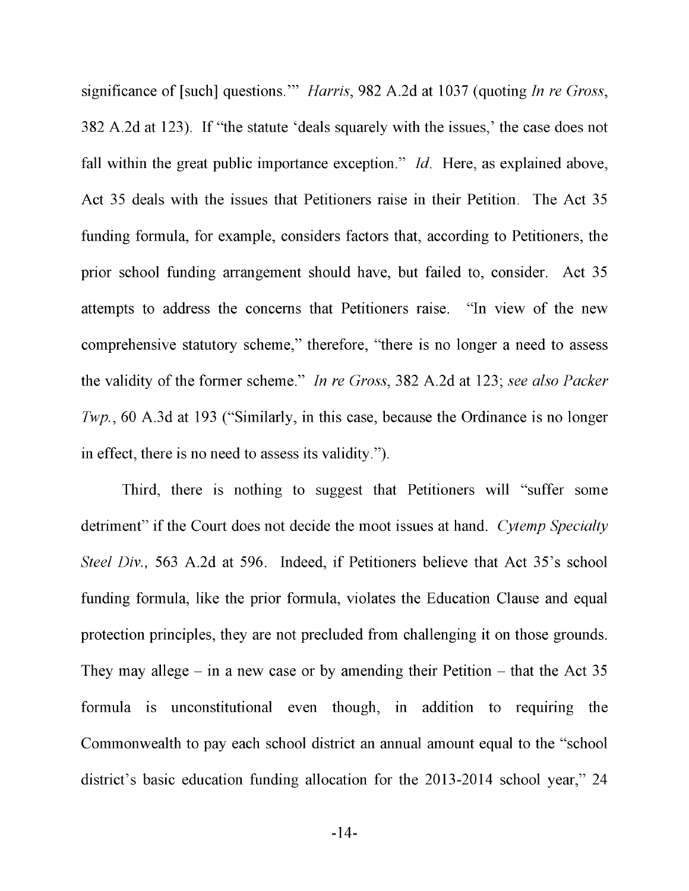significance of [such] questions.'" *Harris*, 982 A.2d at 1037 (quoting *In re Gross*, 382 A.2d at 123). If "the statute 'deals squarely with the issues,' the case does not fall within the great public importance exception." *Id.* Here, as explained above, Act 35 deals with the issues that Petitioners raise in their Petition. The Act 35 funding formula, for example, considers factors that, according to Petitioners, the prior school funding arrangement should have, but failed to, consider. Act 35 attempts to address the concerns that Petitioners raise. "In view of the new comprehensive statutory scheme," therefore, "there is no longer a need to assess the validity of the former scheme." *In re Gross*, 382 A.2d at 123; *see also Packer Twp.*, 60 A.3d at 193 ("Similarly, in this case, because the Ordinance is no longer in effect, there is no need to assess its validity.").

Third, there is nothing to suggest that Petitioners will "suffer some detriment" if the Court does not decide the moot issues at hand. *Cytemp Specialty Steel Div.*, 563 A.2d at 596. Indeed, if Petitioners believe that Act 35's school funding formula, like the prior formula, violates the Education Clause and equal protection principles, they are not precluded from challenging it on those grounds. They may allege – in a new case or by amending their Petition – that the Act 35 formula is unconstitutional even though, in addition to requiring the Commonwealth to pay each school district an annual amount equal to the "school district's basic education funding allocation for the 2013-2014 school year," 24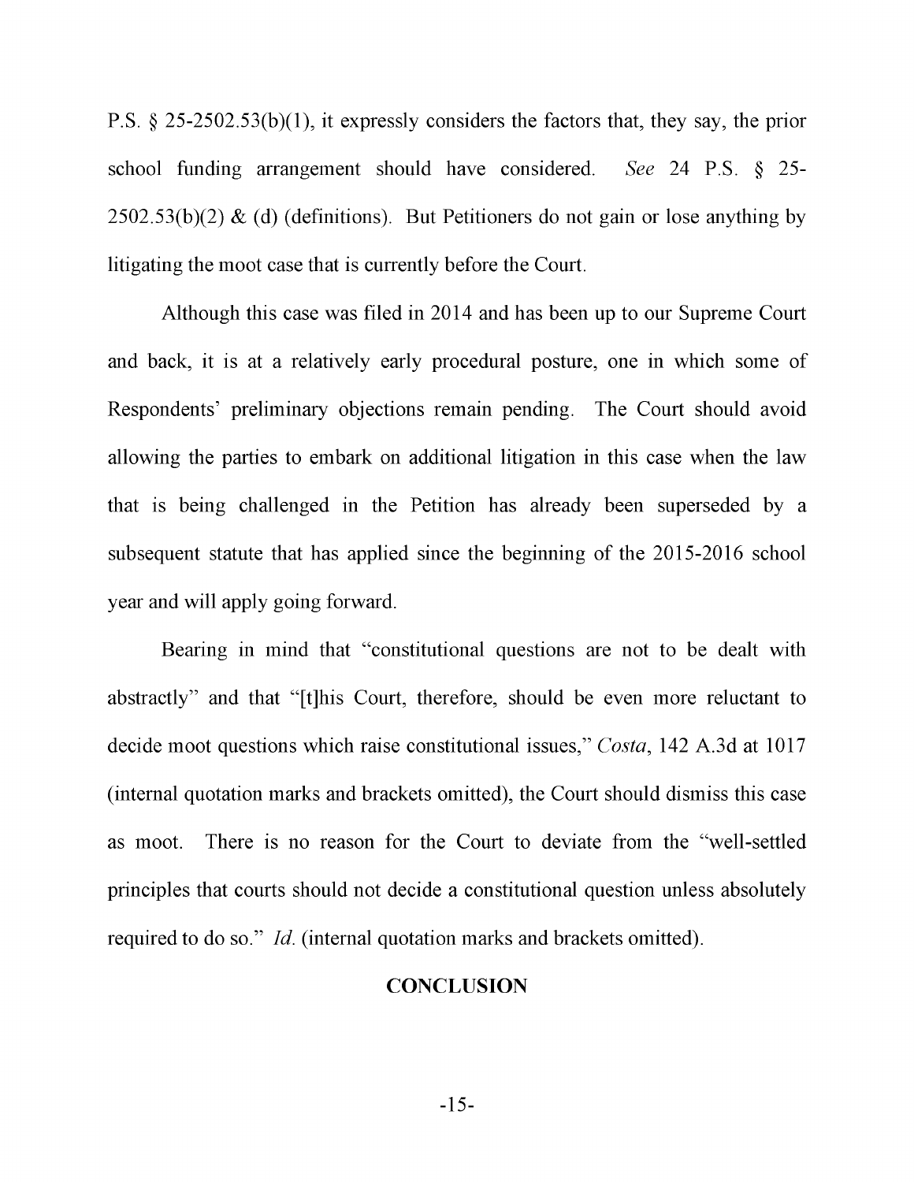P.S. § 25-2502.53(b)(1), it expressly considers the factors that, they say, the prior school funding arrangement should have considered. *See* 24 P.S. § 25-2502.53(b)(2) & (d) (definitions). But Petitioners do not gain or lose anything by litigating the moot case that is currently before the Court.

Although this case was filed in 2014 and has been up to our Supreme Court and back, it is at a relatively early procedural posture, one in which some of Respondents' preliminary objections remain pending. The Court should avoid allowing the parties to embark on additional litigation in this case when the law that is being challenged in the Petition has already been superseded by a subsequent statute that has applied since the beginning of the 2015-2016 school year and will apply going forward.

Bearing in mind that "constitutional questions are not to be dealt with abstractly" and that "[t]his Court, therefore, should be even more reluctant to decide moot questions which raise constitutional issues," *Costa*, 142 A.3d at 1017 (internal quotation marks and brackets omitted), the Court should dismiss this case as moot. There is no reason for the Court to deviate from the "well-settled principles that courts should not decide a constitutional question unless absolutely required to do so." *Id.* (internal quotation marks and brackets omitted).

## CONCLUSION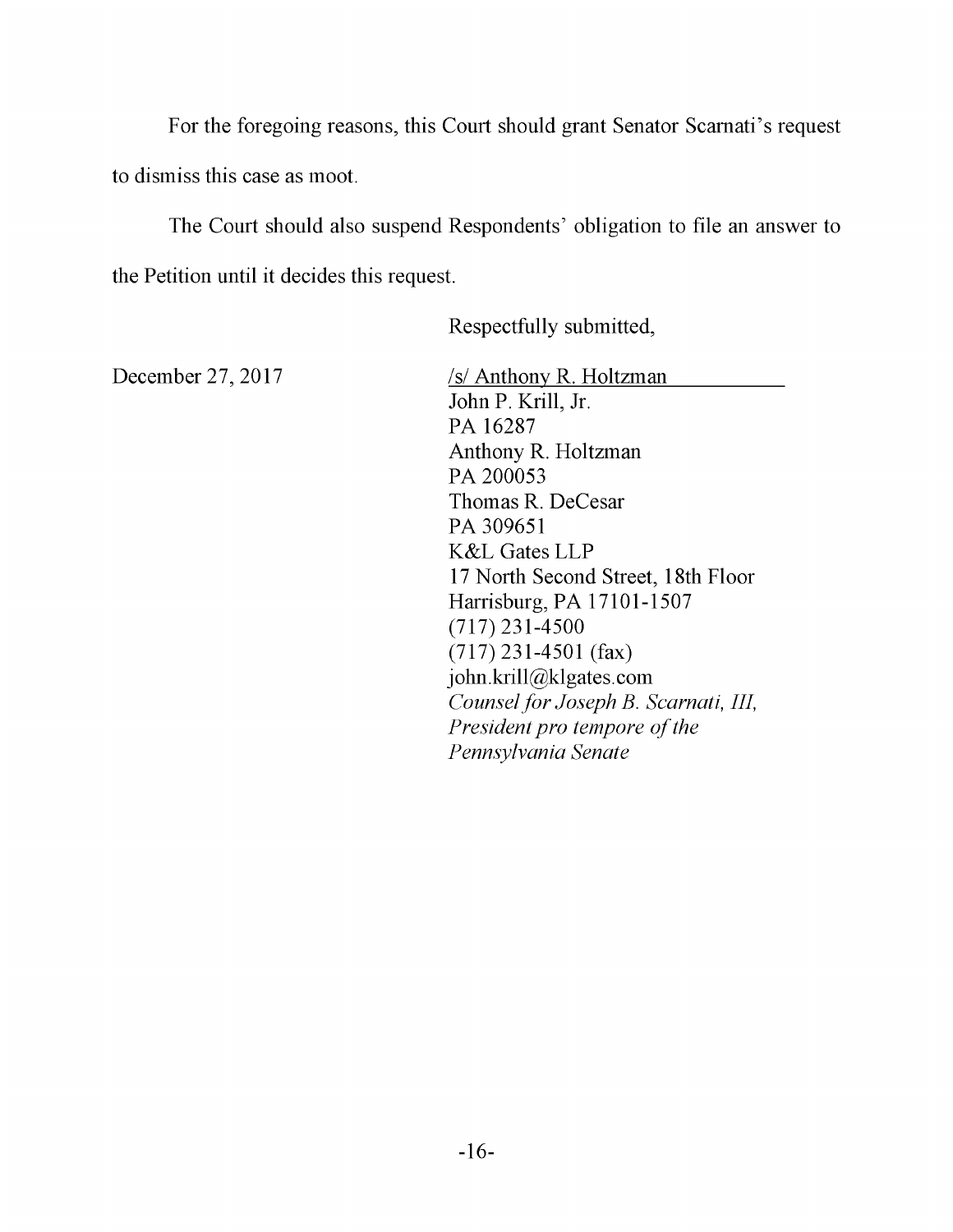For the foregoing reasons, this Court should grant Senator Scarnati's request to dismiss this case as moot.

The Court should also suspend Respondents' obligation to file an answer to the Petition until it decides this request.

Respectfully submitted,

December 27, 2017

/s/ Anthony R. Holtzman
John P. Krill, Jr.
PA 16287
Anthony R. Holtzman
PA 200053
Thomas R. DeCesar
PA 309651
K&L Gates LLP
17 North Second Street, 18th Floor
Harrisburg, PA 17101-1507
(717) 231-4500
(717) 231-4501 (fax)
john.krill@klgates.com
*Counsel for Joseph B. Scarnati, III, President pro tempore of the Pennsylvania Senate*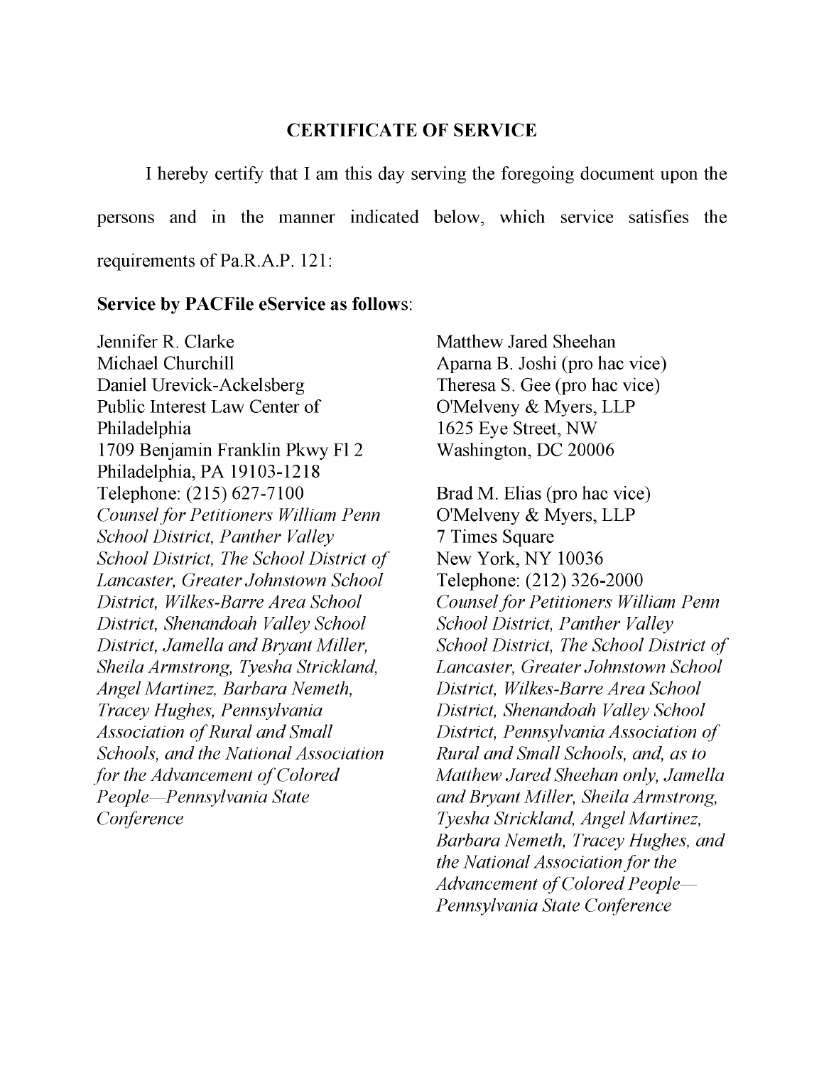## CERTIFICATE OF SERVICE

I hereby certify that I am this day serving the foregoing document upon the persons and in the manner indicated below, which service satisfies the requirements of Pa.R.A.P. 121:

**Service by PACFile eService as follows**:

Jennifer R. Clarke
Michael Churchill
Daniel Urevick-Ackelsberg
Public Interest Law Center of Philadelphia
1709 Benjamin Franklin Pkwy Fl 2
Philadelphia, PA 19103-1218
Telephone: (215) 627-7100
*Counsel for Petitioners William Penn School District, Panther Valley School District, The School District of Lancaster, Greater Johnstown School District, Wilkes-Barre Area School District, Shenandoah Valley School District, Jamella and Bryant Miller, Sheila Armstrong, Tyesha Strickland, Angel Martinez, Barbara Nemeth, Tracey Hughes, Pennsylvania Association of Rural and Small Schools, and the National Association for the Advancement of Colored People—Pennsylvania State Conference*

Matthew Jared Sheehan
Aparna B. Joshi (pro hac vice)
Theresa S. Gee (pro hac vice)
O'Melveny & Myers, LLP
1625 Eye Street, NW
Washington, DC 20006

Brad M. Elias (pro hac vice)
O'Melveny & Myers, LLP
7 Times Square
New York, NY 10036
Telephone: (212) 326-2000
*Counsel for Petitioners William Penn School District, Panther Valley School District, The School District of Lancaster, Greater Johnstown School District, Wilkes-Barre Area School District, Shenandoah Valley School District, Pennsylvania Association of Rural and Small Schools, and, as to Matthew Jared Sheehan only, Jamella and Bryant Miller, Sheila Armstrong, Tyesha Strickland, Angel Martinez, Barbara Nemeth, Tracey Hughes, and the National Association for the Advancement of Colored People—Pennsylvania State Conference*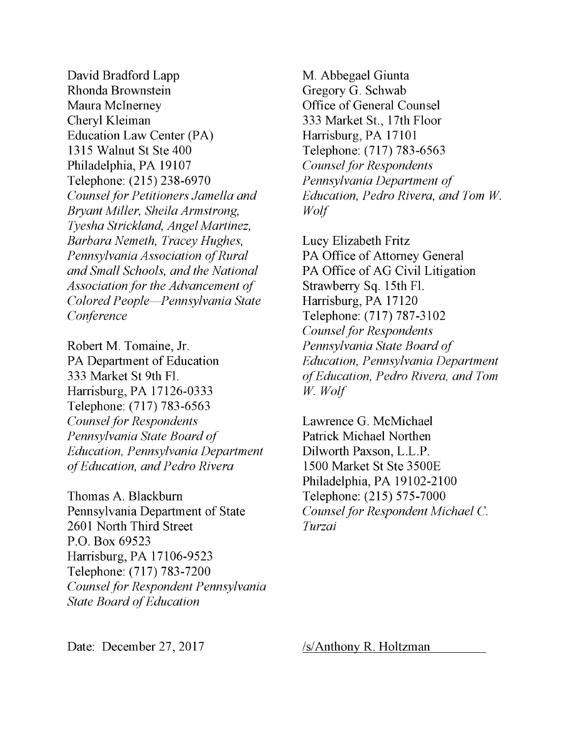David Bradford Lapp
Rhonda Brownstein
Maura McInerney
Cheryl Kleiman
Education Law Center (PA)
1315 Walnut St Ste 400
Philadelphia, PA 19107
Telephone: (215) 238-6970
*Counsel for Petitioners Jamella and Bryant Miller, Sheila Armstrong, Tyesha Strickland, Angel Martinez, Barbara Nemeth, Tracey Hughes, Pennsylvania Association of Rural and Small Schools, and the National Association for the Advancement of Colored People—Pennsylvania State Conference*

Robert M. Tomaine, Jr.
PA Department of Education
333 Market St 9th Fl.
Harrisburg, PA 17126-0333
Telephone: (717) 783-6563
*Counsel for Respondents Pennsylvania State Board of Education, Pennsylvania Department of Education, and Pedro Rivera*

Thomas A. Blackburn
Pennsylvania Department of State
2601 North Third Street
P.O. Box 69523
Harrisburg, PA 17106-9523
Telephone: (717) 783-7200
*Counsel for Respondent Pennsylvania State Board of Education*

M. Abbegael Giunta
Gregory G. Schwab
Office of General Counsel
333 Market St., 17th Floor
Harrisburg, PA 17101
Telephone: (717) 783-6563
*Counsel for Respondents Pennsylvania Department of Education, Pedro Rivera, and Tom W. Wolf*

Lucy Elizabeth Fritz
PA Office of Attorney General
PA Office of AG Civil Litigation
Strawberry Sq. 15th Fl.
Harrisburg, PA 17120
Telephone: (717) 787-3102
*Counsel for Respondents Pennsylvania State Board of Education, Pennsylvania Department of Education, Pedro Rivera, and Tom W. Wolf*

Lawrence G. McMichael
Patrick Michael Northen
Dilworth Paxson, L.L.P.
1500 Market St Ste 3500E
Philadelphia, PA 19102-2100
Telephone: (215) 575-7000
*Counsel for Respondent Michael C. Turzai*

Date: December 27, 2017

/s/Anthony R. Holtzman